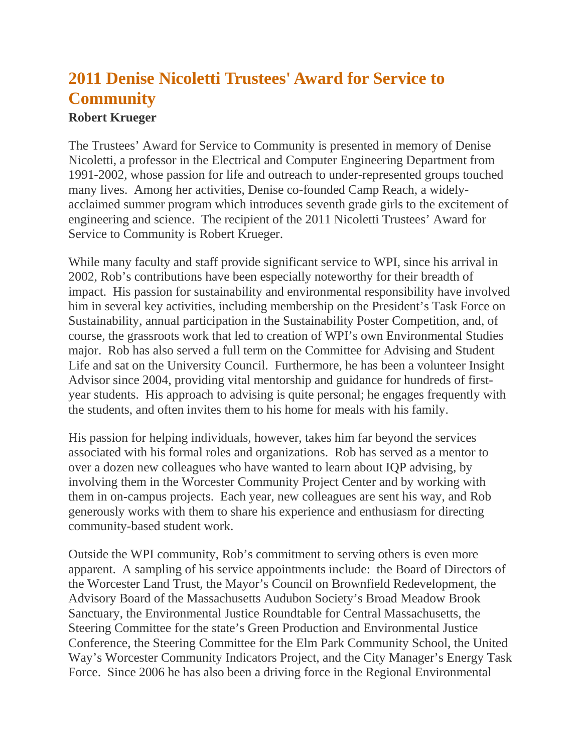# 2011 Denise Nicoletti Trustees' Award for Service to Community

**Robert Krueger**

The Trustees' Award for Service to Community is presented in memory of Denise Nicoletti, a professor in the Electrical and Computer Engineering Department from 1991-2002, whose passion for life and outreach to under-represented groups touched many lives. Among her activities, Denise co-founded Camp Reach, a widely-acclaimed summer program which introduces seventh grade girls to the excitement of engineering and science. The recipient of the 2011 Nicoletti Trustees' Award for Service to Community is Robert Krueger.

While many faculty and staff provide significant service to WPI, since his arrival in 2002, Rob's contributions have been especially noteworthy for their breadth of impact. His passion for sustainability and environmental responsibility have involved him in several key activities, including membership on the President's Task Force on Sustainability, annual participation in the Sustainability Poster Competition, and, of course, the grassroots work that led to creation of WPI's own Environmental Studies major. Rob has also served a full term on the Committee for Advising and Student Life and sat on the University Council. Furthermore, he has been a volunteer Insight Advisor since 2004, providing vital mentorship and guidance for hundreds of first-year students. His approach to advising is quite personal; he engages frequently with the students, and often invites them to his home for meals with his family.

His passion for helping individuals, however, takes him far beyond the services associated with his formal roles and organizations. Rob has served as a mentor to over a dozen new colleagues who have wanted to learn about IQP advising, by involving them in the Worcester Community Project Center and by working with them in on-campus projects. Each year, new colleagues are sent his way, and Rob generously works with them to share his experience and enthusiasm for directing community-based student work.

Outside the WPI community, Rob's commitment to serving others is even more apparent. A sampling of his service appointments include: the Board of Directors of the Worcester Land Trust, the Mayor's Council on Brownfield Redevelopment, the Advisory Board of the Massachusetts Audubon Society's Broad Meadow Brook Sanctuary, the Environmental Justice Roundtable for Central Massachusetts, the Steering Committee for the state's Green Production and Environmental Justice Conference, the Steering Committee for the Elm Park Community School, the United Way's Worcester Community Indicators Project, and the City Manager's Energy Task Force. Since 2006 he has also been a driving force in the Regional Environmental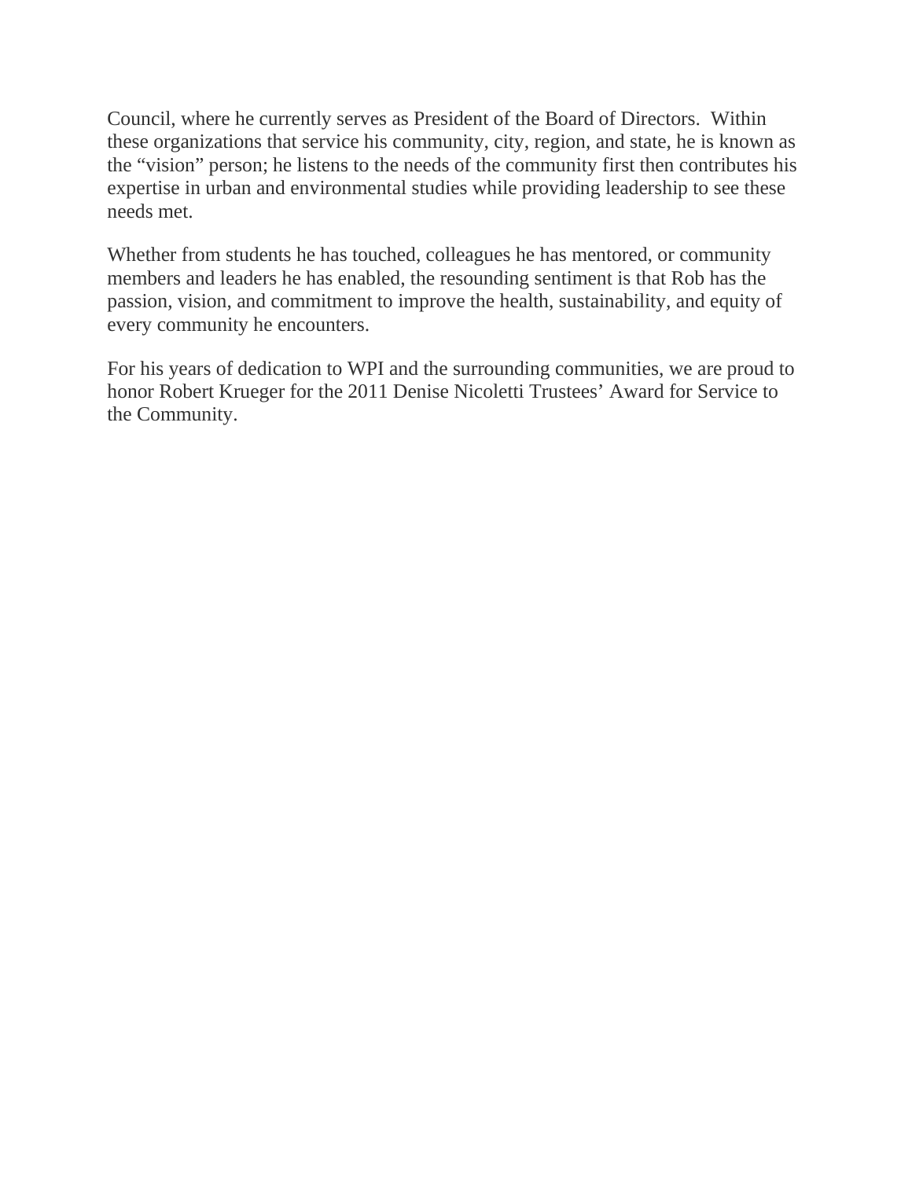Council, where he currently serves as President of the Board of Directors. Within these organizations that service his community, city, region, and state, he is known as the "vision" person; he listens to the needs of the community first then contributes his expertise in urban and environmental studies while providing leadership to see these needs met.

Whether from students he has touched, colleagues he has mentored, or community members and leaders he has enabled, the resounding sentiment is that Rob has the passion, vision, and commitment to improve the health, sustainability, and equity of every community he encounters.

For his years of dedication to WPI and the surrounding communities, we are proud to honor Robert Krueger for the 2011 Denise Nicoletti Trustees' Award for Service to the Community.